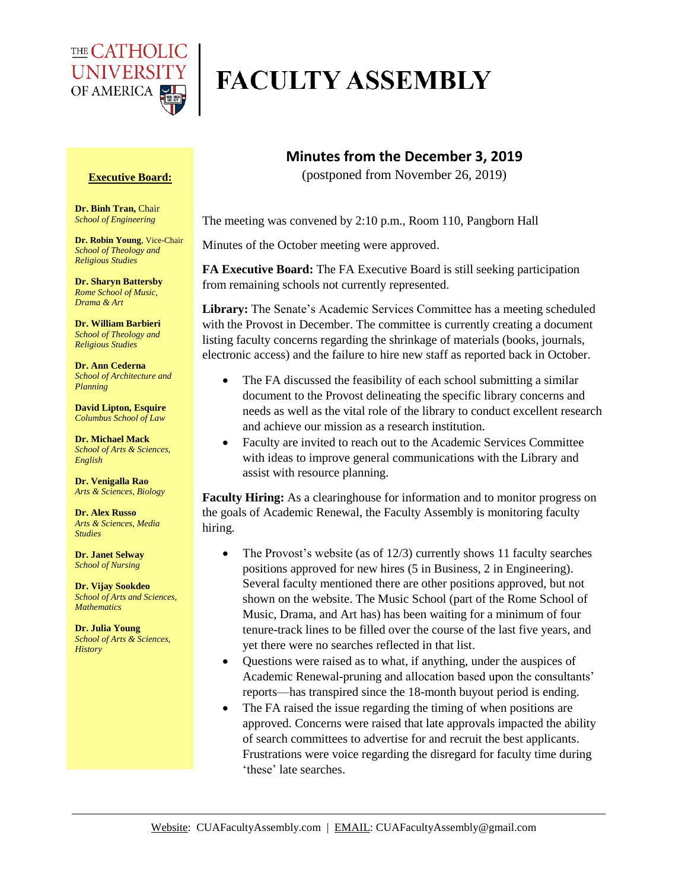# FACULTY ASSEMBLY

The Catholic University of America

**Executive Board:**

**Dr. Binh Tran,** Chair
*School of Engineering*

**Dr. Robin Young**, Vice-Chair
*School of Theology and Religious Studies*

**Dr. Sharyn Battersby**
*Rome School of Music, Drama & Art*

**Dr. William Barbieri**
*School of Theology and Religious Studies*

**Dr. Ann Cederna**
*School of Architecture and Planning*

**David Lipton, Esquire**
*Columbus School of Law*

**Dr. Michael Mack**
*School of Arts & Sciences, English*

**Dr. Venigalla Rao**
*Arts & Sciences, Biology*

**Dr. Alex Russo**
*Arts & Sciences, Media Studies*

**Dr. Janet Selway**
*School of Nursing*

**Dr. Vijay Sookdeo**
*School of Arts and Sciences, Mathematics*

**Dr. Julia Young**
*School of Arts & Sciences, History*

## Minutes from the December 3, 2019

(postponed from November 26, 2019)

The meeting was convened by 2:10 p.m., Room 110, Pangborn Hall

Minutes of the October meeting were approved.

**FA Executive Board:** The FA Executive Board is still seeking participation from remaining schools not currently represented.

**Library:** The Senate's Academic Services Committee has a meeting scheduled with the Provost in December. The committee is currently creating a document listing faculty concerns regarding the shrinkage of materials (books, journals, electronic access) and the failure to hire new staff as reported back in October.

- The FA discussed the feasibility of each school submitting a similar document to the Provost delineating the specific library concerns and needs as well as the vital role of the library to conduct excellent research and achieve our mission as a research institution.
- Faculty are invited to reach out to the Academic Services Committee with ideas to improve general communications with the Library and assist with resource planning.

**Faculty Hiring:** As a clearinghouse for information and to monitor progress on the goals of Academic Renewal, the Faculty Assembly is monitoring faculty hiring.

- The Provost's website (as of 12/3) currently shows 11 faculty searches positions approved for new hires (5 in Business, 2 in Engineering). Several faculty mentioned there are other positions approved, but not shown on the website. The Music School (part of the Rome School of Music, Drama, and Art has) has been waiting for a minimum of four tenure-track lines to be filled over the course of the last five years, and yet there were no searches reflected in that list.
- Questions were raised as to what, if anything, under the auspices of Academic Renewal-pruning and allocation based upon the consultants' reports—has transpired since the 18-month buyout period is ending.
- The FA raised the issue regarding the timing of when positions are approved. Concerns were raised that late approvals impacted the ability of search committees to advertise for and recruit the best applicants. Frustrations were voice regarding the disregard for faculty time during 'these' late searches.

Website: CUAFacultyAssembly.com | EMAIL: CUAFacultyAssembly@gmail.com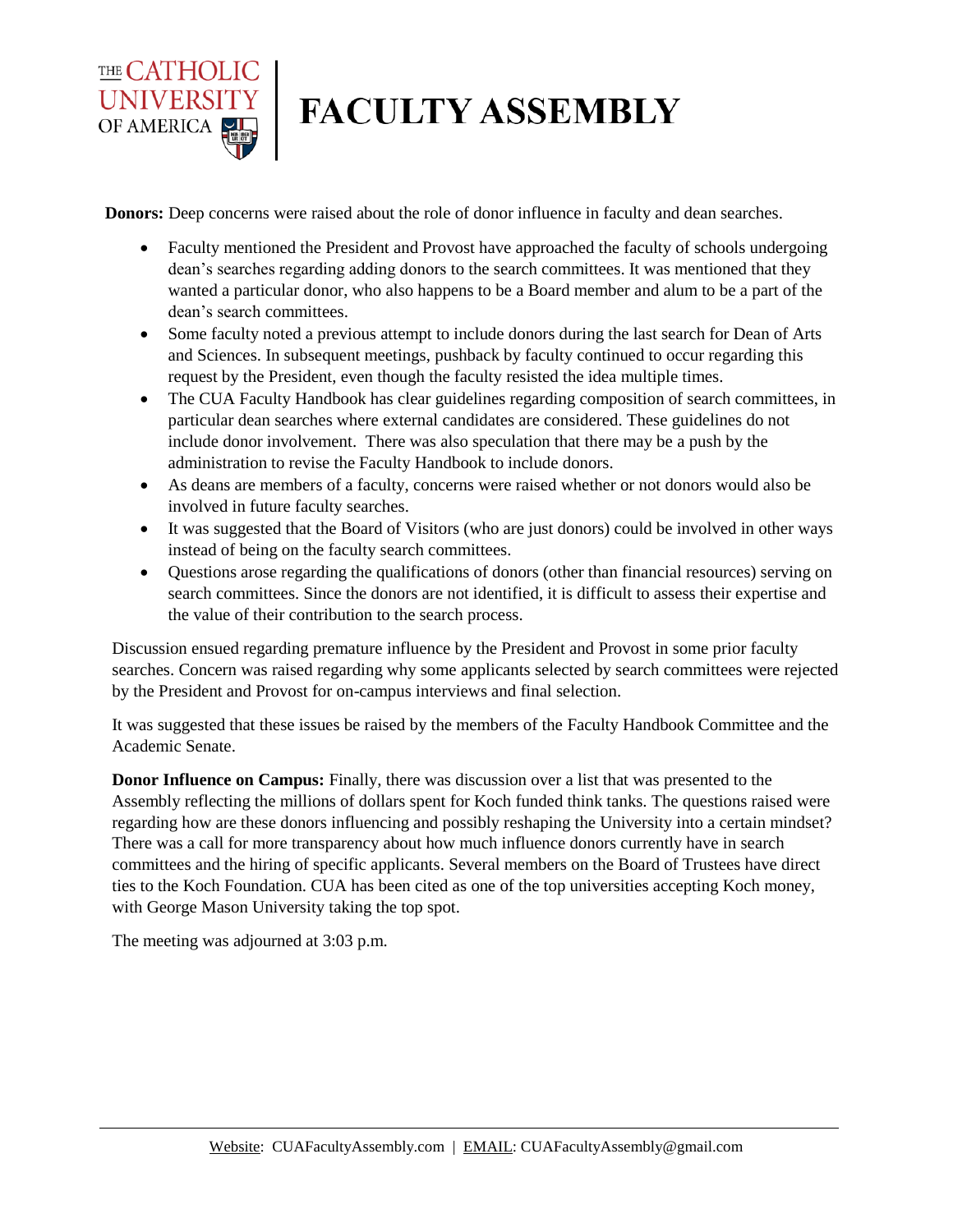**Donors:** Deep concerns were raised about the role of donor influence in faculty and dean searches.

- Faculty mentioned the President and Provost have approached the faculty of schools undergoing dean's searches regarding adding donors to the search committees. It was mentioned that they wanted a particular donor, who also happens to be a Board member and alum to be a part of the dean's search committees.
- Some faculty noted a previous attempt to include donors during the last search for Dean of Arts and Sciences. In subsequent meetings, pushback by faculty continued to occur regarding this request by the President, even though the faculty resisted the idea multiple times.
- The CUA Faculty Handbook has clear guidelines regarding composition of search committees, in particular dean searches where external candidates are considered. These guidelines do not include donor involvement. There was also speculation that there may be a push by the administration to revise the Faculty Handbook to include donors.
- As deans are members of a faculty, concerns were raised whether or not donors would also be involved in future faculty searches.
- It was suggested that the Board of Visitors (who are just donors) could be involved in other ways instead of being on the faculty search committees.
- Questions arose regarding the qualifications of donors (other than financial resources) serving on search committees. Since the donors are not identified, it is difficult to assess their expertise and the value of their contribution to the search process.

Discussion ensued regarding premature influence by the President and Provost in some prior faculty searches. Concern was raised regarding why some applicants selected by search committees were rejected by the President and Provost for on-campus interviews and final selection.

It was suggested that these issues be raised by the members of the Faculty Handbook Committee and the Academic Senate.

**Donor Influence on Campus:** Finally, there was discussion over a list that was presented to the Assembly reflecting the millions of dollars spent for Koch funded think tanks. The questions raised were regarding how are these donors influencing and possibly reshaping the University into a certain mindset? There was a call for more transparency about how much influence donors currently have in search committees and the hiring of specific applicants. Several members on the Board of Trustees have direct ties to the Koch Foundation. CUA has been cited as one of the top universities accepting Koch money, with George Mason University taking the top spot.

The meeting was adjourned at 3:03 p.m.